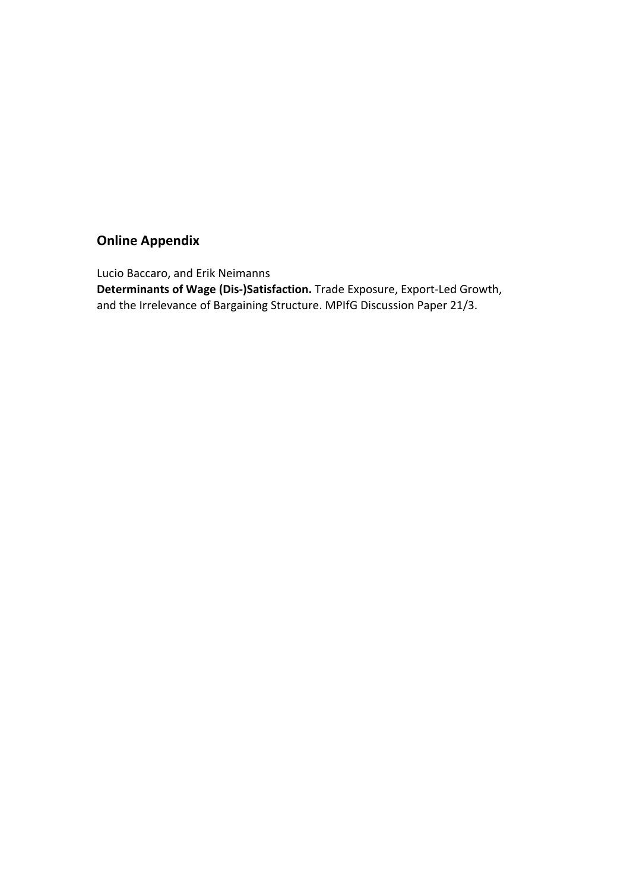## Online Appendix

Lucio Baccaro, and Erik Neimanns

**Determinants of Wage (Dis-)Satisfaction.** Trade Exposure, Export-Led Growth, and the Irrelevance of Bargaining Structure. MPIfG Discussion Paper 21/3.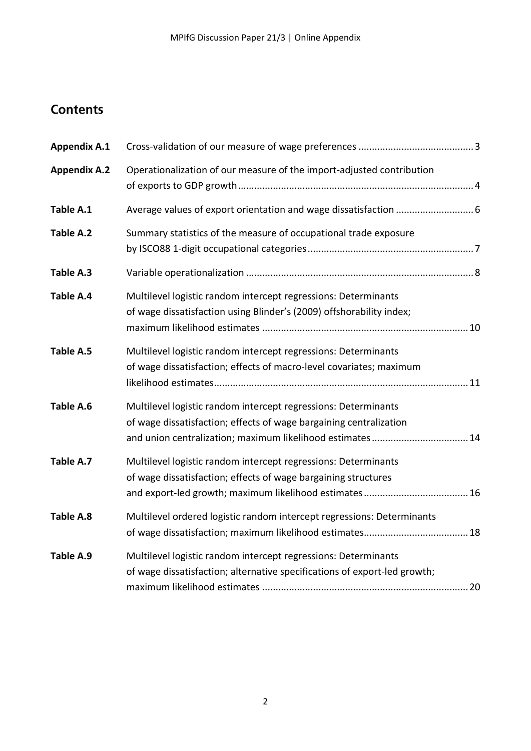## Contents

| | | |
|---|---|---|
| **Appendix A.1** | Cross-validation of our measure of wage preferences | 3 |
| **Appendix A.2** | Operationalization of our measure of the import-adjusted contribution of exports to GDP growth | 4 |
| **Table A.1** | Average values of export orientation and wage dissatisfaction | 6 |
| **Table A.2** | Summary statistics of the measure of occupational trade exposure by ISCO88 1-digit occupational categories | 7 |
| **Table A.3** | Variable operationalization | 8 |
| **Table A.4** | Multilevel logistic random intercept regressions: Determinants of wage dissatisfaction using Blinder's (2009) offshorability index; maximum likelihood estimates | 10 |
| **Table A.5** | Multilevel logistic random intercept regressions: Determinants of wage dissatisfaction; effects of macro-level covariates; maximum likelihood estimates | 11 |
| **Table A.6** | Multilevel logistic random intercept regressions: Determinants of wage dissatisfaction; effects of wage bargaining centralization and union centralization; maximum likelihood estimates | 14 |
| **Table A.7** | Multilevel logistic random intercept regressions: Determinants of wage dissatisfaction; effects of wage bargaining structures and export-led growth; maximum likelihood estimates | 16 |
| **Table A.8** | Multilevel ordered logistic random intercept regressions: Determinants of wage dissatisfaction; maximum likelihood estimates | 18 |
| **Table A.9** | Multilevel logistic random intercept regressions: Determinants of wage dissatisfaction; alternative specifications of export-led growth; maximum likelihood estimates | 20 |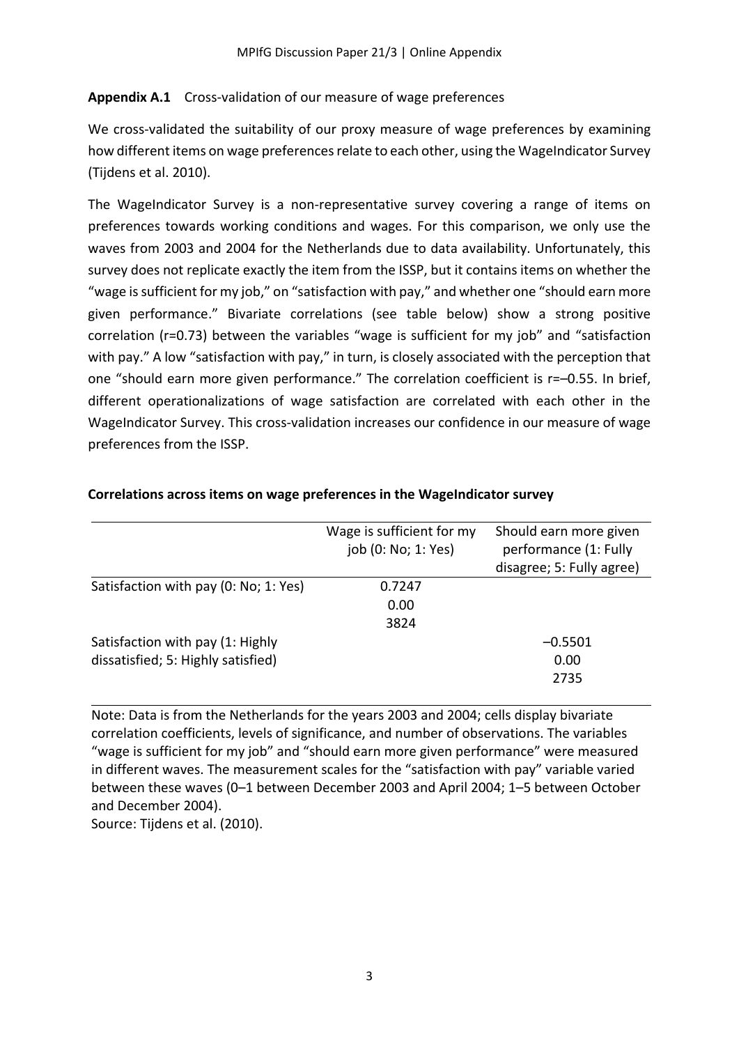**Appendix A.1** Cross-validation of our measure of wage preferences

We cross-validated the suitability of our proxy measure of wage preferences by examining how different items on wage preferences relate to each other, using the WageIndicator Survey (Tijdens et al. 2010).

The WageIndicator Survey is a non-representative survey covering a range of items on preferences towards working conditions and wages. For this comparison, we only use the waves from 2003 and 2004 for the Netherlands due to data availability. Unfortunately, this survey does not replicate exactly the item from the ISSP, but it contains items on whether the "wage is sufficient for my job," on "satisfaction with pay," and whether one "should earn more given performance." Bivariate correlations (see table below) show a strong positive correlation (r=0.73) between the variables "wage is sufficient for my job" and "satisfaction with pay." A low "satisfaction with pay," in turn, is closely associated with the perception that one "should earn more given performance." The correlation coefficient is r=–0.55. In brief, different operationalizations of wage satisfaction are correlated with each other in the WageIndicator Survey. This cross-validation increases our confidence in our measure of wage preferences from the ISSP.

**Correlations across items on wage preferences in the WageIndicator survey**

| | Wage is sufficient for my job (0: No; 1: Yes) | Should earn more given performance (1: Fully disagree; 5: Fully agree) |
|---|---|---|
| Satisfaction with pay (0: No; 1: Yes) | 0.7247<br>0.00<br>3824 | |
| Satisfaction with pay (1: Highly dissatisfied; 5: Highly satisfied) | | –0.5501<br>0.00<br>2735 |

Note: Data is from the Netherlands for the years 2003 and 2004; cells display bivariate correlation coefficients, levels of significance, and number of observations. The variables "wage is sufficient for my job" and "should earn more given performance" were measured in different waves. The measurement scales for the "satisfaction with pay" variable varied between these waves (0–1 between December 2003 and April 2004; 1–5 between October and December 2004).
Source: Tijdens et al. (2010).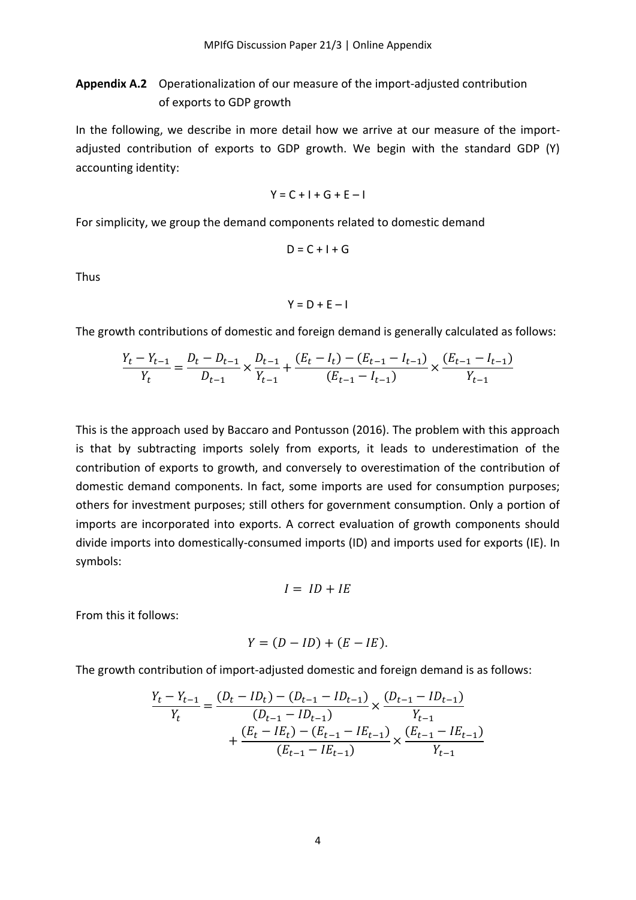**Appendix A.2** Operationalization of our measure of the import-adjusted contribution of exports to GDP growth

In the following, we describe in more detail how we arrive at our measure of the import-adjusted contribution of exports to GDP growth. We begin with the standard GDP (Y) accounting identity:

$$Y = C + I + G + E - I$$

For simplicity, we group the demand components related to domestic demand

$$D = C + I + G$$

Thus

$$Y = D + E - I$$

The growth contributions of domestic and foreign demand is generally calculated as follows:

$$\frac{Y_t - Y_{t-1}}{Y_t} = \frac{D_t - D_{t-1}}{D_{t-1}} \times \frac{D_{t-1}}{Y_{t-1}} + \frac{(E_t - I_t) - (E_{t-1} - I_{t-1})}{(E_{t-1} - I_{t-1})} \times \frac{(E_{t-1} - I_{t-1})}{Y_{t-1}}$$

This is the approach used by Baccaro and Pontusson (2016). The problem with this approach is that by subtracting imports solely from exports, it leads to underestimation of the contribution of exports to growth, and conversely to overestimation of the contribution of domestic demand components. In fact, some imports are used for consumption purposes; others for investment purposes; still others for government consumption. Only a portion of imports are incorporated into exports. A correct evaluation of growth components should divide imports into domestically-consumed imports (ID) and imports used for exports (IE). In symbols:

$$I = ID + IE$$

From this it follows:

$$Y = (D - ID) + (E - IE).$$

The growth contribution of import-adjusted domestic and foreign demand is as follows:

$$\frac{Y_t - Y_{t-1}}{Y_t} = \frac{(D_t - ID_t) - (D_{t-1} - ID_{t-1})}{(D_{t-1} - ID_{t-1})} \times \frac{(D_{t-1} - ID_{t-1})}{Y_{t-1}} + \frac{(E_t - IE_t) - (E_{t-1} - IE_{t-1})}{(E_{t-1} - IE_{t-1})} \times \frac{(E_{t-1} - IE_{t-1})}{Y_{t-1}}$$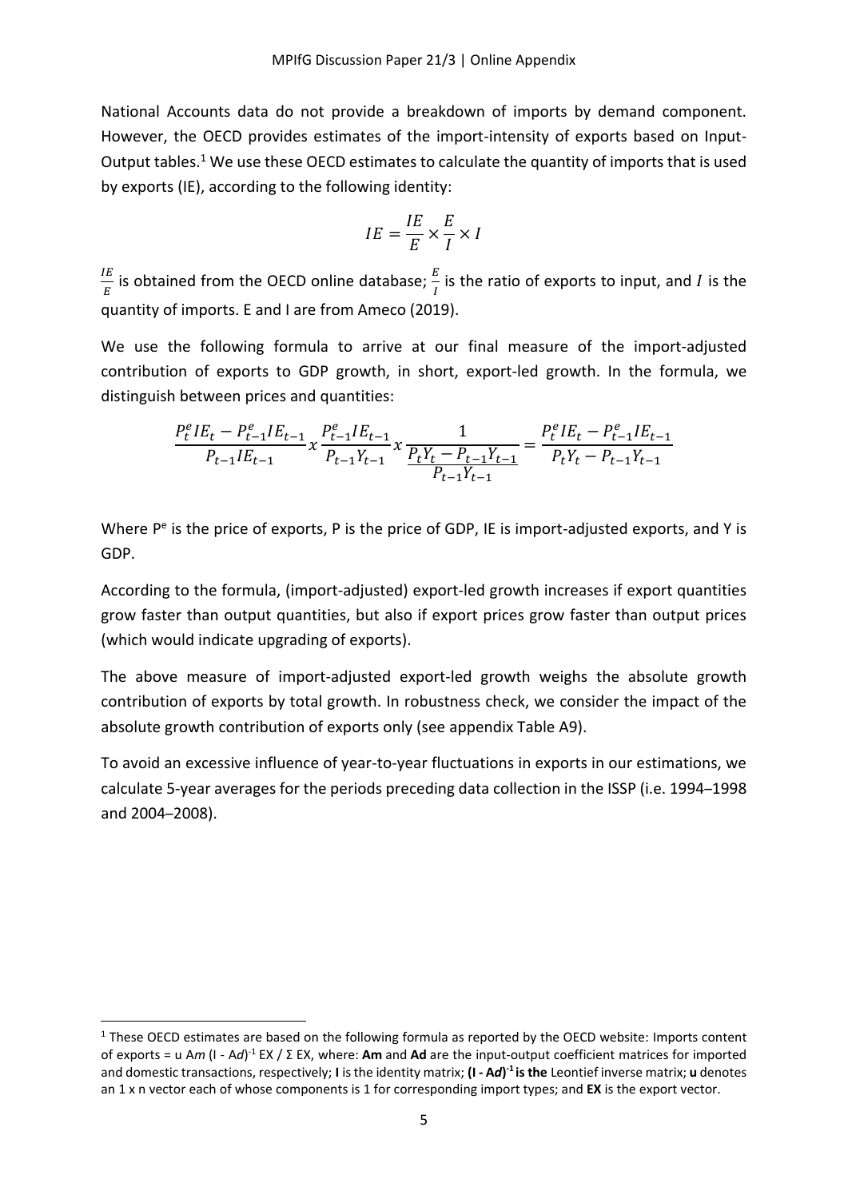National Accounts data do not provide a breakdown of imports by demand component. However, the OECD provides estimates of the import-intensity of exports based on Input-Output tables.[1] We use these OECD estimates to calculate the quantity of imports that is used by exports (IE), according to the following identity:

$$IE = \frac{IE}{E} \times \frac{E}{I} \times I$$

$\frac{IE}{E}$ is obtained from the OECD online database; $\frac{E}{I}$ is the ratio of exports to input, and $I$ is the quantity of imports. E and I are from Ameco (2019).

We use the following formula to arrive at our final measure of the import-adjusted contribution of exports to GDP growth, in short, export-led growth. In the formula, we distinguish between prices and quantities:

$$\frac{P_t^e IE_t - P_{t-1}^e IE_{t-1}}{P_{t-1} IE_{t-1}} x \frac{P_{t-1}^e IE_{t-1}}{P_{t-1} Y_{t-1}} x \frac{1}{\frac{P_t Y_t - P_{t-1} Y_{t-1}}{P_{t-1} Y_{t-1}}} = \frac{P_t^e IE_t - P_{t-1}^e IE_{t-1}}{P_t Y_t - P_{t-1} Y_{t-1}}$$

Where $P^e$ is the price of exports, P is the price of GDP, IE is import-adjusted exports, and Y is GDP.

According to the formula, (import-adjusted) export-led growth increases if export quantities grow faster than output quantities, but also if export prices grow faster than output prices (which would indicate upgrading of exports).

The above measure of import-adjusted export-led growth weighs the absolute growth contribution of exports by total growth. In robustness check, we consider the impact of the absolute growth contribution of exports only (see appendix Table A9).

To avoid an excessive influence of year-to-year fluctuations in exports in our estimations, we calculate 5-year averages for the periods preceding data collection in the ISSP (i.e. 1994–1998 and 2004–2008).

[1] These OECD estimates are based on the following formula as reported by the OECD website: Imports content of exports = u A*m* (I - A*d*)$^{-1}$ EX / Σ EX, where: **Am** and **Ad** are the input-output coefficient matrices for imported and domestic transactions, respectively; **I** is the identity matrix; **(I - A*d*)$^{-1}$ is the** Leontief inverse matrix; **u** denotes an 1 x n vector each of whose components is 1 for corresponding import types; and **EX** is the export vector.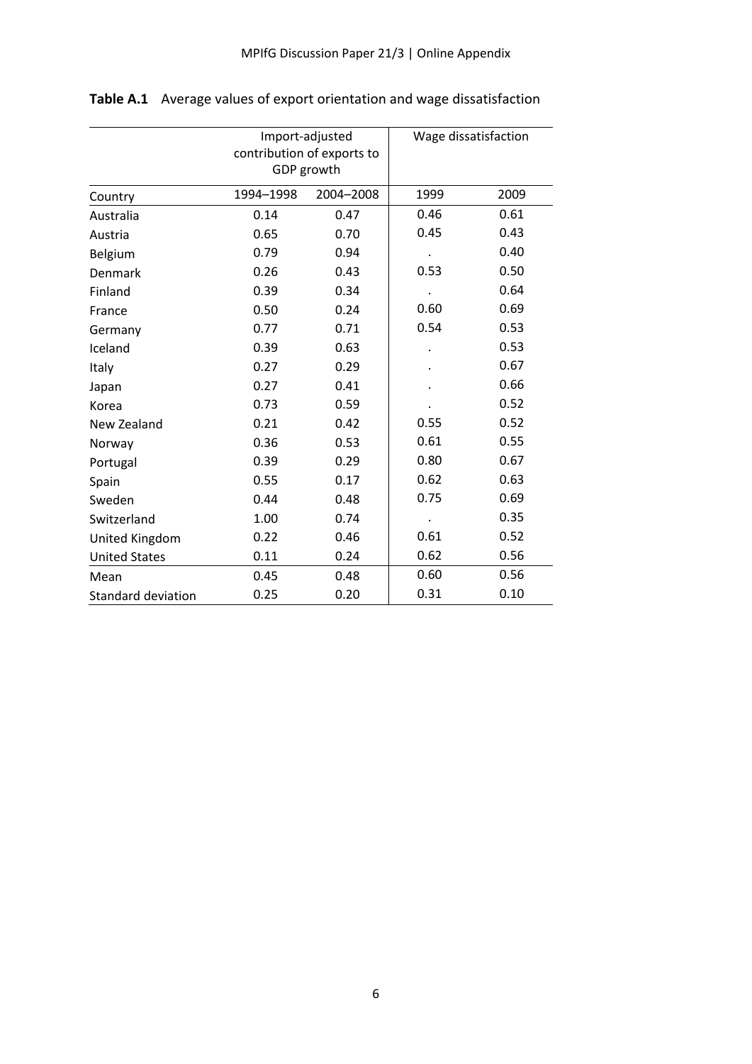**Table A.1** Average values of export orientation and wage dissatisfaction

| | Import-adjusted contribution of exports to GDP growth | | Wage dissatisfaction | |
|---|---|---|---|---|
| Country | 1994–1998 | 2004–2008 | 1999 | 2009 |
| Australia | 0.14 | 0.47 | 0.46 | 0.61 |
| Austria | 0.65 | 0.70 | 0.45 | 0.43 |
| Belgium | 0.79 | 0.94 | . | 0.40 |
| Denmark | 0.26 | 0.43 | 0.53 | 0.50 |
| Finland | 0.39 | 0.34 | . | 0.64 |
| France | 0.50 | 0.24 | 0.60 | 0.69 |
| Germany | 0.77 | 0.71 | 0.54 | 0.53 |
| Iceland | 0.39 | 0.63 | . | 0.53 |
| Italy | 0.27 | 0.29 | . | 0.67 |
| Japan | 0.27 | 0.41 | . | 0.66 |
| Korea | 0.73 | 0.59 | . | 0.52 |
| New Zealand | 0.21 | 0.42 | 0.55 | 0.52 |
| Norway | 0.36 | 0.53 | 0.61 | 0.55 |
| Portugal | 0.39 | 0.29 | 0.80 | 0.67 |
| Spain | 0.55 | 0.17 | 0.62 | 0.63 |
| Sweden | 0.44 | 0.48 | 0.75 | 0.69 |
| Switzerland | 1.00 | 0.74 | . | 0.35 |
| United Kingdom | 0.22 | 0.46 | 0.61 | 0.52 |
| United States | 0.11 | 0.24 | 0.62 | 0.56 |
| Mean | 0.45 | 0.48 | 0.60 | 0.56 |
| Standard deviation | 0.25 | 0.20 | 0.31 | 0.10 |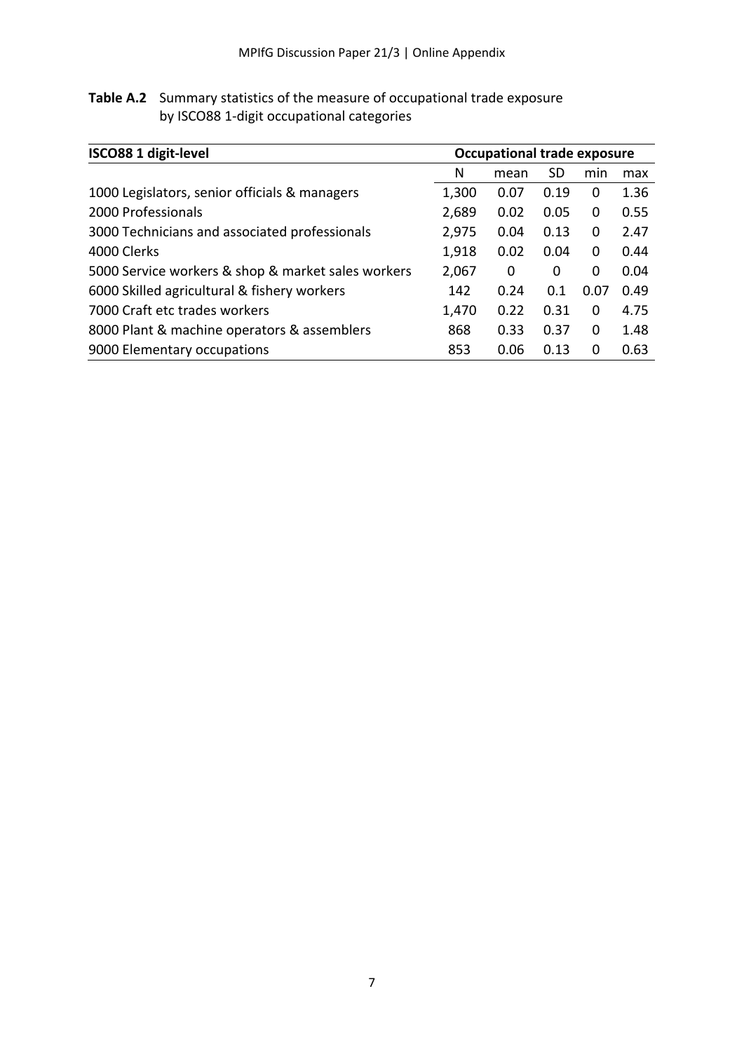**Table A.2** Summary statistics of the measure of occupational trade exposure by ISCO88 1-digit occupational categories

| ISCO88 1 digit-level | Occupational trade exposure | | | | |
|---|---|---|---|---|---|
| | N | mean | SD | min | max |
| 1000 Legislators, senior officials & managers | 1,300 | 0.07 | 0.19 | 0 | 1.36 |
| 2000 Professionals | 2,689 | 0.02 | 0.05 | 0 | 0.55 |
| 3000 Technicians and associated professionals | 2,975 | 0.04 | 0.13 | 0 | 2.47 |
| 4000 Clerks | 1,918 | 0.02 | 0.04 | 0 | 0.44 |
| 5000 Service workers & shop & market sales workers | 2,067 | 0 | 0 | 0 | 0.04 |
| 6000 Skilled agricultural & fishery workers | 142 | 0.24 | 0.1 | 0.07 | 0.49 |
| 7000 Craft etc trades workers | 1,470 | 0.22 | 0.31 | 0 | 4.75 |
| 8000 Plant & machine operators & assemblers | 868 | 0.33 | 0.37 | 0 | 1.48 |
| 9000 Elementary occupations | 853 | 0.06 | 0.13 | 0 | 0.63 |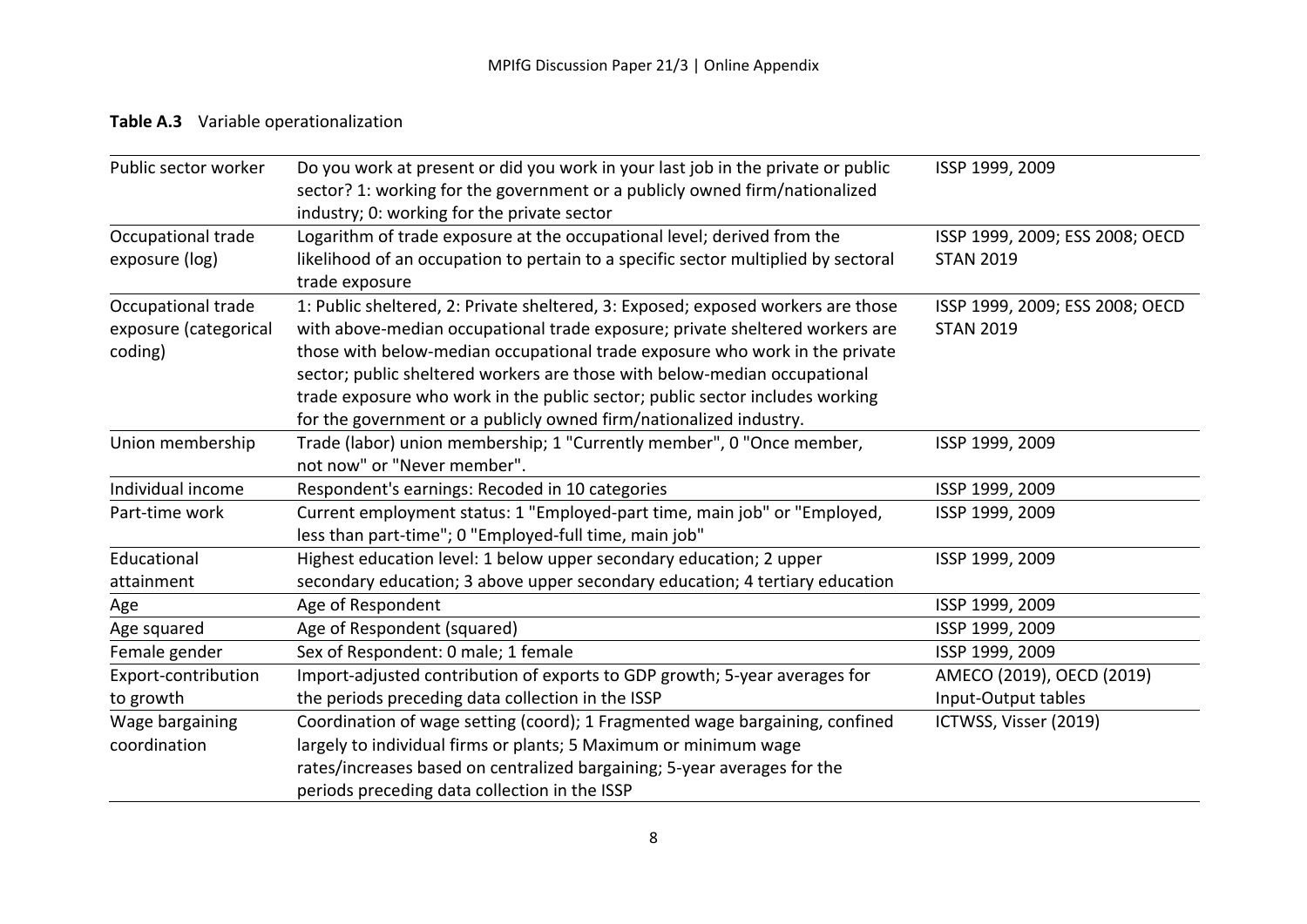**Table A.3** Variable operationalization

| Variable | Operationalization | Source |
|---|---|---|
| Public sector worker | Do you work at present or did you work in your last job in the private or public sector? 1: working for the government or a publicly owned firm/nationalized industry; 0: working for the private sector | ISSP 1999, 2009 |
| Occupational trade exposure (log) | Logarithm of trade exposure at the occupational level; derived from the likelihood of an occupation to pertain to a specific sector multiplied by sectoral trade exposure | ISSP 1999, 2009; ESS 2008; OECD STAN 2019 |
| Occupational trade exposure (categorical coding) | 1: Public sheltered, 2: Private sheltered, 3: Exposed; exposed workers are those with above-median occupational trade exposure; private sheltered workers are those with below-median occupational trade exposure who work in the private sector; public sheltered workers are those with below-median occupational trade exposure who work in the public sector; public sector includes working for the government or a publicly owned firm/nationalized industry. | ISSP 1999, 2009; ESS 2008; OECD STAN 2019 |
| Union membership | Trade (labor) union membership; 1 "Currently member", 0 "Once member, not now" or "Never member". | ISSP 1999, 2009 |
| Individual income | Respondent's earnings: Recoded in 10 categories | ISSP 1999, 2009 |
| Part-time work | Current employment status: 1 "Employed-part time, main job" or "Employed, less than part-time"; 0 "Employed-full time, main job" | ISSP 1999, 2009 |
| Educational attainment | Highest education level: 1 below upper secondary education; 2 upper secondary education; 3 above upper secondary education; 4 tertiary education | ISSP 1999, 2009 |
| Age | Age of Respondent | ISSP 1999, 2009 |
| Age squared | Age of Respondent (squared) | ISSP 1999, 2009 |
| Female gender | Sex of Respondent: 0 male; 1 female | ISSP 1999, 2009 |
| Export-contribution to growth | Import-adjusted contribution of exports to GDP growth; 5-year averages for the periods preceding data collection in the ISSP | AMECO (2019), OECD (2019) Input-Output tables |
| Wage bargaining coordination | Coordination of wage setting (coord); 1 Fragmented wage bargaining, confined largely to individual firms or plants; 5 Maximum or minimum wage rates/increases based on centralized bargaining; 5-year averages for the periods preceding data collection in the ISSP | ICTWSS, Visser (2019) |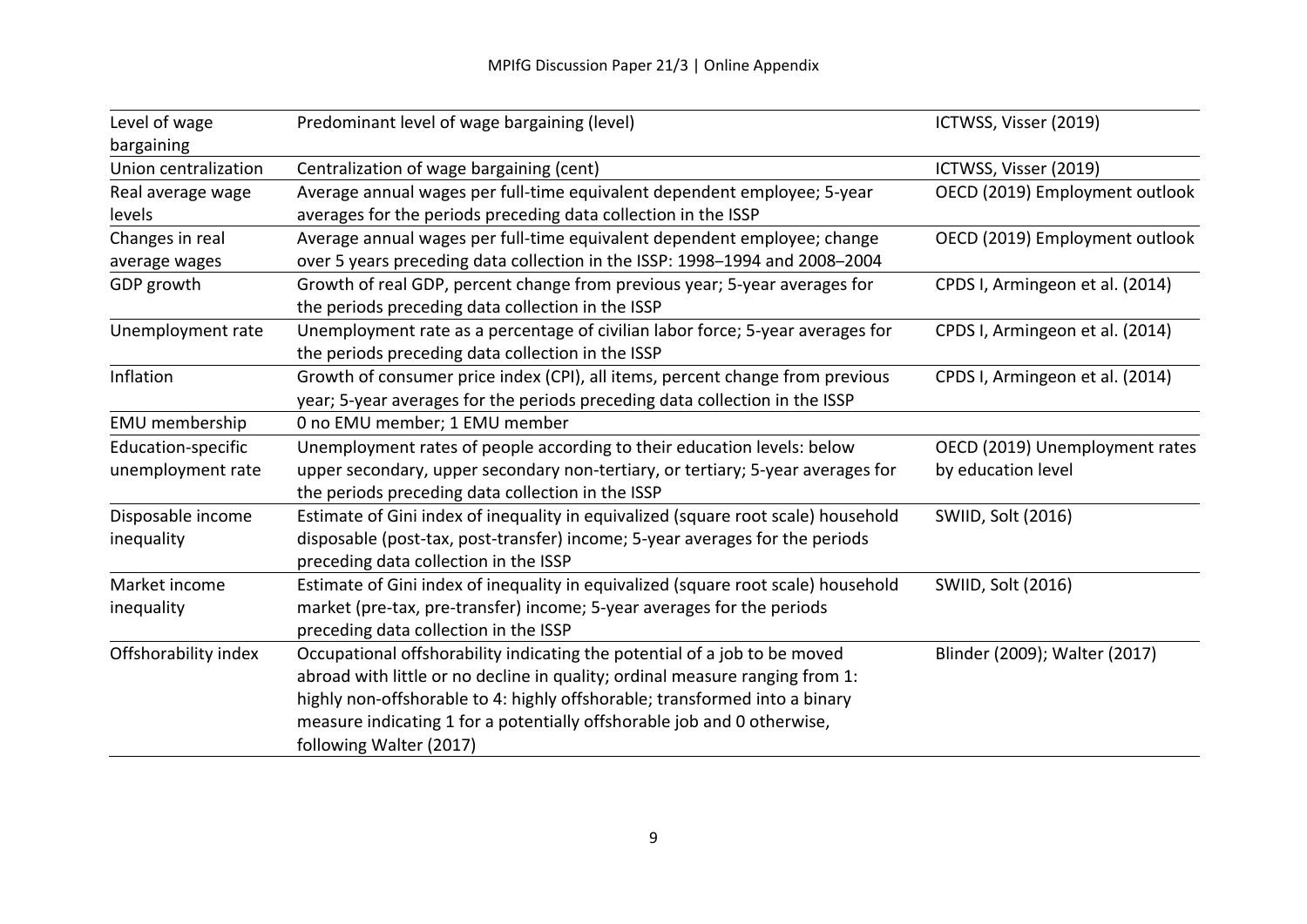| Level of wage bargaining | Predominant level of wage bargaining (level) | ICTWSS, Visser (2019) |
|---|---|---|
| Union centralization | Centralization of wage bargaining (cent) | ICTWSS, Visser (2019) |
| Real average wage levels | Average annual wages per full-time equivalent dependent employee; 5-year averages for the periods preceding data collection in the ISSP | OECD (2019) Employment outlook |
| Changes in real average wages | Average annual wages per full-time equivalent dependent employee; change over 5 years preceding data collection in the ISSP: 1998–1994 and 2008–2004 | OECD (2019) Employment outlook |
| GDP growth | Growth of real GDP, percent change from previous year; 5-year averages for the periods preceding data collection in the ISSP | CPDS I, Armingeon et al. (2014) |
| Unemployment rate | Unemployment rate as a percentage of civilian labor force; 5-year averages for the periods preceding data collection in the ISSP | CPDS I, Armingeon et al. (2014) |
| Inflation | Growth of consumer price index (CPI), all items, percent change from previous year; 5-year averages for the periods preceding data collection in the ISSP | CPDS I, Armingeon et al. (2014) |
| EMU membership | 0 no EMU member; 1 EMU member | |
| Education-specific unemployment rate | Unemployment rates of people according to their education levels: below upper secondary, upper secondary non-tertiary, or tertiary; 5-year averages for the periods preceding data collection in the ISSP | OECD (2019) Unemployment rates by education level |
| Disposable income inequality | Estimate of Gini index of inequality in equivalized (square root scale) household disposable (post-tax, post-transfer) income; 5-year averages for the periods preceding data collection in the ISSP | SWIID, Solt (2016) |
| Market income inequality | Estimate of Gini index of inequality in equivalized (square root scale) household market (pre-tax, pre-transfer) income; 5-year averages for the periods preceding data collection in the ISSP | SWIID, Solt (2016) |
| Offshorability index | Occupational offshorability indicating the potential of a job to be moved abroad with little or no decline in quality; ordinal measure ranging from 1: highly non-offshorable to 4: highly offshorable; transformed into a binary measure indicating 1 for a potentially offshorable job and 0 otherwise, following Walter (2017) | Blinder (2009); Walter (2017) |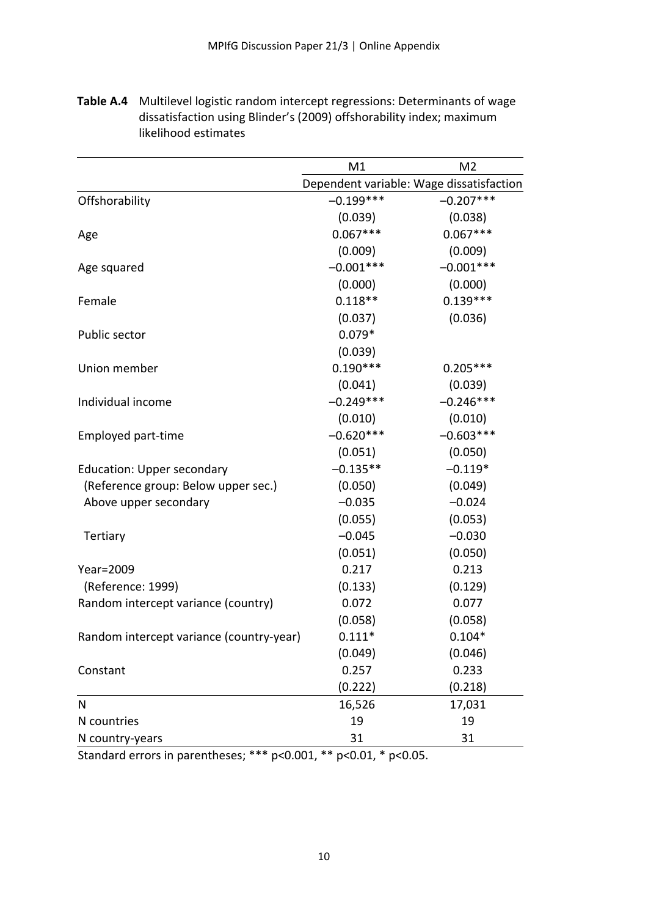**Table A.4** Multilevel logistic random intercept regressions: Determinants of wage dissatisfaction using Blinder's (2009) offshorability index; maximum likelihood estimates

| | M1 | M2 |
|---|---|---|
| | Dependent variable: Wage dissatisfaction | |
| Offshorability | –0.199*** | –0.207*** |
| | (0.039) | (0.038) |
| Age | 0.067*** | 0.067*** |
| | (0.009) | (0.009) |
| Age squared | –0.001*** | –0.001*** |
| | (0.000) | (0.000) |
| Female | 0.118** | 0.139*** |
| | (0.037) | (0.036) |
| Public sector | 0.079* | |
| | (0.039) | |
| Union member | 0.190*** | 0.205*** |
| | (0.041) | (0.039) |
| Individual income | –0.249*** | –0.246*** |
| | (0.010) | (0.010) |
| Employed part-time | –0.620*** | –0.603*** |
| | (0.051) | (0.050) |
| Education: Upper secondary | –0.135** | –0.119* |
| (Reference group: Below upper sec.) | (0.050) | (0.049) |
| Above upper secondary | –0.035 | –0.024 |
| | (0.055) | (0.053) |
| Tertiary | –0.045 | –0.030 |
| | (0.051) | (0.050) |
| Year=2009 | 0.217 | 0.213 |
| (Reference: 1999) | (0.133) | (0.129) |
| Random intercept variance (country) | 0.072 | 0.077 |
| | (0.058) | (0.058) |
| Random intercept variance (country-year) | 0.111* | 0.104* |
| | (0.049) | (0.046) |
| Constant | 0.257 | 0.233 |
| | (0.222) | (0.218) |
| N | 16,526 | 17,031 |
| N countries | 19 | 19 |
| N country-years | 31 | 31 |

Standard errors in parentheses; *** p<0.001, ** p<0.01, * p<0.05.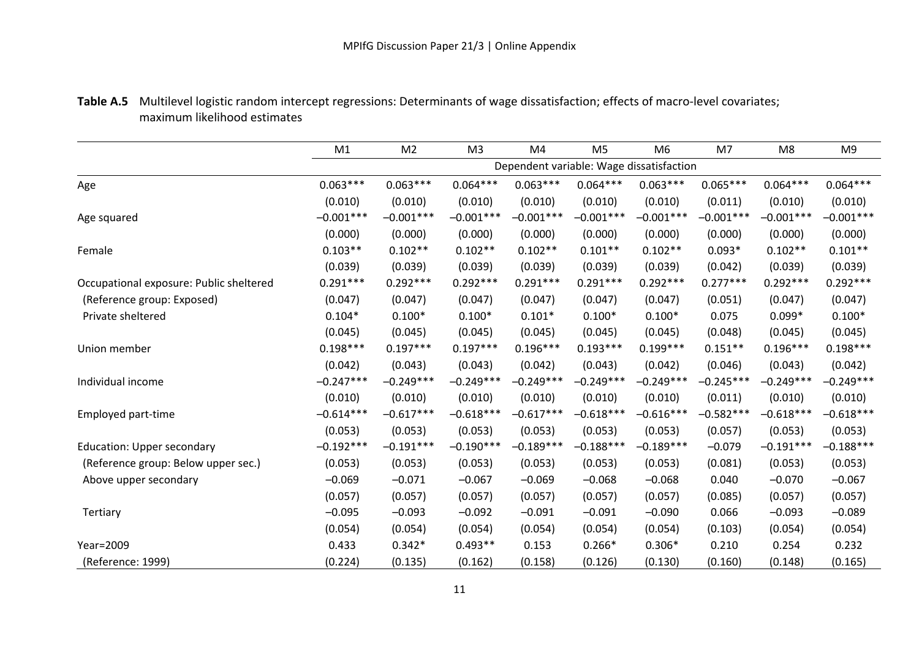**Table A.5** Multilevel logistic random intercept regressions: Determinants of wage dissatisfaction; effects of macro-level covariates; maximum likelihood estimates

| | M1 | M2 | M3 | M4 | M5 | M6 | M7 | M8 | M9 |
|---|---|---|---|---|---|---|---|---|---|
| | Dependent variable: Wage dissatisfaction | | | | | | | | |
| Age | 0.063*** | 0.063*** | 0.064*** | 0.063*** | 0.064*** | 0.063*** | 0.065*** | 0.064*** | 0.064*** |
| | (0.010) | (0.010) | (0.010) | (0.010) | (0.010) | (0.010) | (0.011) | (0.010) | (0.010) |
| Age squared | −0.001*** | −0.001*** | −0.001*** | −0.001*** | −0.001*** | −0.001*** | −0.001*** | −0.001*** | −0.001*** |
| | (0.000) | (0.000) | (0.000) | (0.000) | (0.000) | (0.000) | (0.000) | (0.000) | (0.000) |
| Female | 0.103** | 0.102** | 0.102** | 0.102** | 0.101** | 0.102** | 0.093* | 0.102** | 0.101** |
| | (0.039) | (0.039) | (0.039) | (0.039) | (0.039) | (0.039) | (0.042) | (0.039) | (0.039) |
| Occupational exposure: Public sheltered | 0.291*** | 0.292*** | 0.292*** | 0.291*** | 0.291*** | 0.292*** | 0.277*** | 0.292*** | 0.292*** |
| (Reference group: Exposed) | (0.047) | (0.047) | (0.047) | (0.047) | (0.047) | (0.047) | (0.051) | (0.047) | (0.047) |
| Private sheltered | 0.104* | 0.100* | 0.100* | 0.101* | 0.100* | 0.100* | 0.075 | 0.099* | 0.100* |
| | (0.045) | (0.045) | (0.045) | (0.045) | (0.045) | (0.045) | (0.048) | (0.045) | (0.045) |
| Union member | 0.198*** | 0.197*** | 0.197*** | 0.196*** | 0.193*** | 0.199*** | 0.151** | 0.196*** | 0.198*** |
| | (0.042) | (0.043) | (0.043) | (0.042) | (0.043) | (0.042) | (0.046) | (0.043) | (0.042) |
| Individual income | −0.247*** | −0.249*** | −0.249*** | −0.249*** | −0.249*** | −0.249*** | −0.245*** | −0.249*** | −0.249*** |
| | (0.010) | (0.010) | (0.010) | (0.010) | (0.010) | (0.010) | (0.011) | (0.010) | (0.010) |
| Employed part-time | −0.614*** | −0.617*** | −0.618*** | −0.617*** | −0.618*** | −0.616*** | −0.582*** | −0.618*** | −0.618*** |
| | (0.053) | (0.053) | (0.053) | (0.053) | (0.053) | (0.053) | (0.057) | (0.053) | (0.053) |
| Education: Upper secondary | −0.192*** | −0.191*** | −0.190*** | −0.189*** | −0.188*** | −0.189*** | −0.079 | −0.191*** | −0.188*** |
| (Reference group: Below upper sec.) | (0.053) | (0.053) | (0.053) | (0.053) | (0.053) | (0.053) | (0.081) | (0.053) | (0.053) |
| Above upper secondary | −0.069 | −0.071 | −0.067 | −0.069 | −0.068 | −0.068 | 0.040 | −0.070 | −0.067 |
| | (0.057) | (0.057) | (0.057) | (0.057) | (0.057) | (0.057) | (0.085) | (0.057) | (0.057) |
| Tertiary | −0.095 | −0.093 | −0.092 | −0.091 | −0.091 | −0.090 | 0.066 | −0.093 | −0.089 |
| | (0.054) | (0.054) | (0.054) | (0.054) | (0.054) | (0.054) | (0.103) | (0.054) | (0.054) |
| Year=2009 | 0.433 | 0.342* | 0.493** | 0.153 | 0.266* | 0.306* | 0.210 | 0.254 | 0.232 |
| (Reference: 1999) | (0.224) | (0.135) | (0.162) | (0.158) | (0.126) | (0.130) | (0.160) | (0.148) | (0.165) |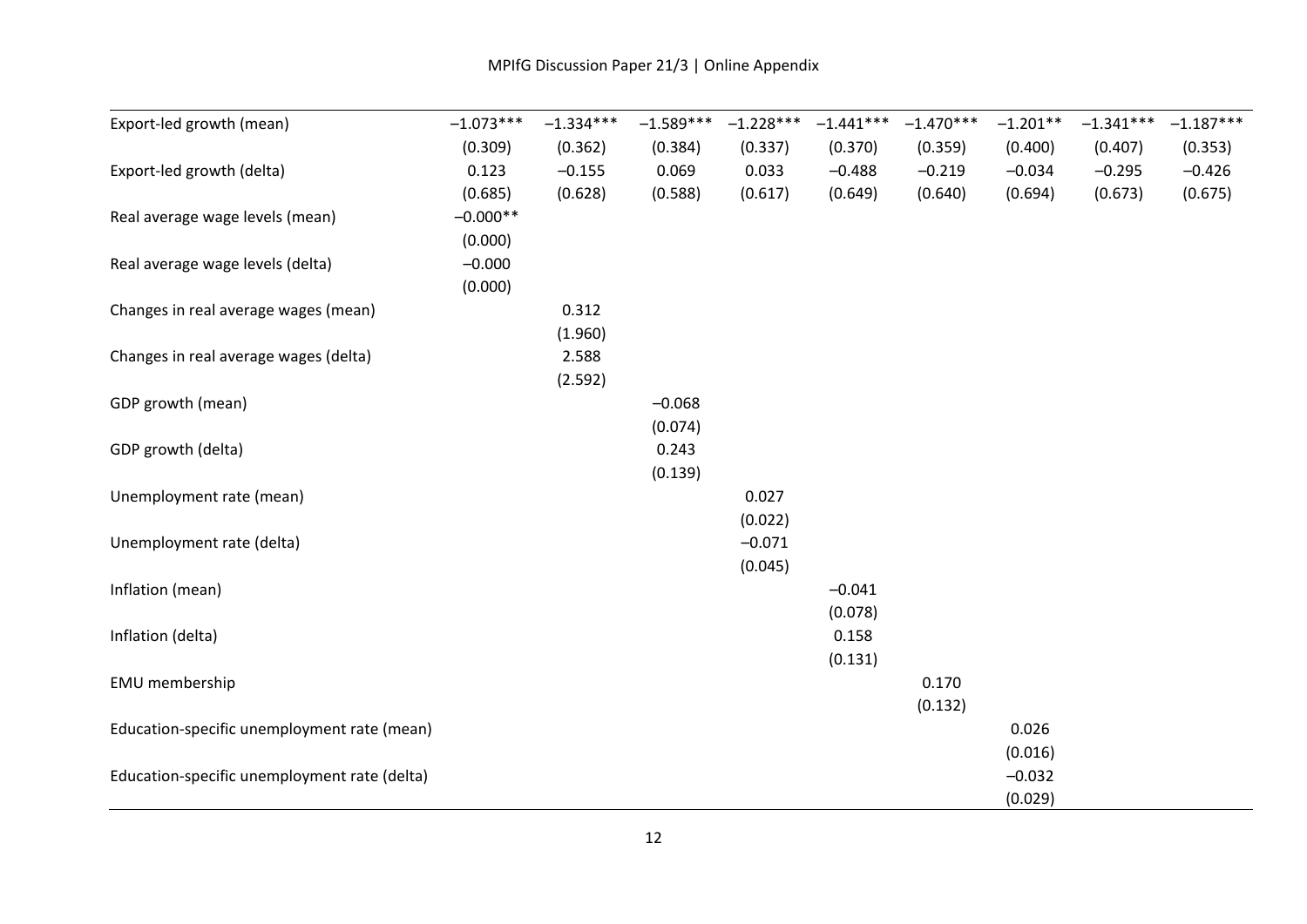| | | | | | | | | | |
|---|---|---|---|---|---|---|---|---|---|
| Export-led growth (mean) | –1.073*** | –1.334*** | –1.589*** | –1.228*** | –1.441*** | –1.470*** | –1.201** | –1.341*** | –1.187*** |
| | (0.309) | (0.362) | (0.384) | (0.337) | (0.370) | (0.359) | (0.400) | (0.407) | (0.353) |
| Export-led growth (delta) | 0.123 | –0.155 | 0.069 | 0.033 | –0.488 | –0.219 | –0.034 | –0.295 | –0.426 |
| | (0.685) | (0.628) | (0.588) | (0.617) | (0.649) | (0.640) | (0.694) | (0.673) | (0.675) |
| Real average wage levels (mean) | –0.000** | | | | | | | | |
| | (0.000) | | | | | | | | |
| Real average wage levels (delta) | –0.000 | | | | | | | | |
| | (0.000) | | | | | | | | |
| Changes in real average wages (mean) | | 0.312 | | | | | | | |
| | | (1.960) | | | | | | | |
| Changes in real average wages (delta) | | 2.588 | | | | | | | |
| | | (2.592) | | | | | | | |
| GDP growth (mean) | | | –0.068 | | | | | | |
| | | | (0.074) | | | | | | |
| GDP growth (delta) | | | 0.243 | | | | | | |
| | | | (0.139) | | | | | | |
| Unemployment rate (mean) | | | | 0.027 | | | | | |
| | | | | (0.022) | | | | | |
| Unemployment rate (delta) | | | | –0.071 | | | | | |
| | | | | (0.045) | | | | | |
| Inflation (mean) | | | | | –0.041 | | | | |
| | | | | | (0.078) | | | | |
| Inflation (delta) | | | | | 0.158 | | | | |
| | | | | | (0.131) | | | | |
| EMU membership | | | | | | 0.170 | | | |
| | | | | | | (0.132) | | | |
| Education-specific unemployment rate (mean) | | | | | | | 0.026 | | |
| | | | | | | | (0.016) | | |
| Education-specific unemployment rate (delta) | | | | | | | –0.032 | | |
| | | | | | | | (0.029) | | |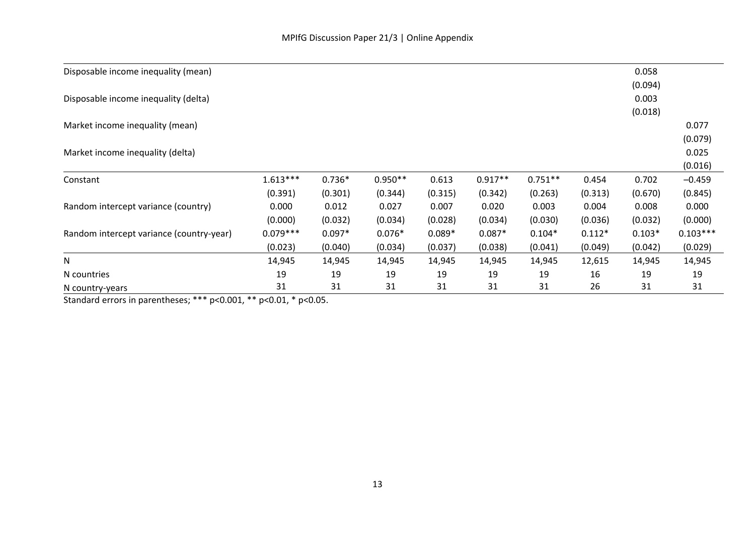| | | | | | | | | | |
|---|---|---|---|---|---|---|---|---|---|
| Disposable income inequality (mean) | | | | | | | | 0.058 | |
| | | | | | | | | (0.094) | |
| Disposable income inequality (delta) | | | | | | | | 0.003 | |
| | | | | | | | | (0.018) | |
| Market income inequality (mean) | | | | | | | | | 0.077 |
| | | | | | | | | | (0.079) |
| Market income inequality (delta) | | | | | | | | | 0.025 |
| | | | | | | | | | (0.016) |
| Constant | 1.613*** | 0.736* | 0.950** | 0.613 | 0.917** | 0.751** | 0.454 | 0.702 | –0.459 |
| | (0.391) | (0.301) | (0.344) | (0.315) | (0.342) | (0.263) | (0.313) | (0.670) | (0.845) |
| Random intercept variance (country) | 0.000 | 0.012 | 0.027 | 0.007 | 0.020 | 0.003 | 0.004 | 0.008 | 0.000 |
| | (0.000) | (0.032) | (0.034) | (0.028) | (0.034) | (0.030) | (0.036) | (0.032) | (0.000) |
| Random intercept variance (country-year) | 0.079*** | 0.097* | 0.076* | 0.089* | 0.087* | 0.104* | 0.112* | 0.103* | 0.103*** |
| | (0.023) | (0.040) | (0.034) | (0.037) | (0.038) | (0.041) | (0.049) | (0.042) | (0.029) |
| N | 14,945 | 14,945 | 14,945 | 14,945 | 14,945 | 14,945 | 12,615 | 14,945 | 14,945 |
| N countries | 19 | 19 | 19 | 19 | 19 | 19 | 16 | 19 | 19 |
| N country-years | 31 | 31 | 31 | 31 | 31 | 31 | 26 | 31 | 31 |

Standard errors in parentheses; *** p<0.001, ** p<0.01, * p<0.05.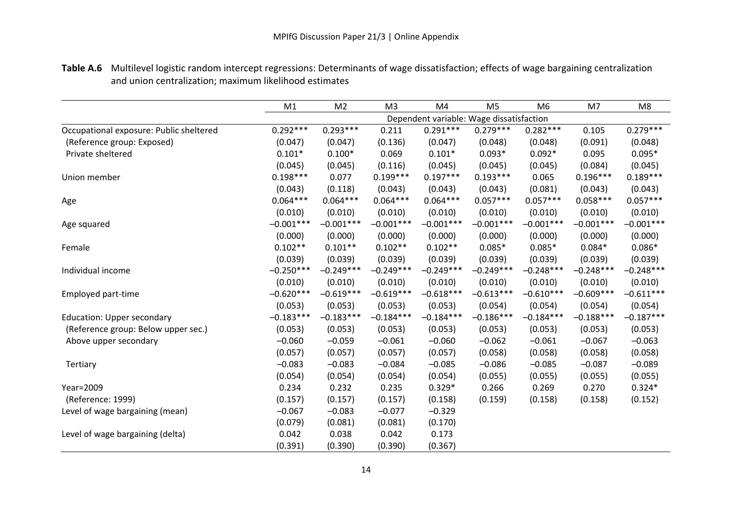**Table A.6** Multilevel logistic random intercept regressions: Determinants of wage dissatisfaction; effects of wage bargaining centralization and union centralization; maximum likelihood estimates

| | M1 | M2 | M3 | M4 | M5 | M6 | M7 | M8 |
|---|---|---|---|---|---|---|---|---|
| | Dependent variable: Wage dissatisfaction | | | | | | | |
| Occupational exposure: Public sheltered | 0.292*** | 0.293*** | 0.211 | 0.291*** | 0.279*** | 0.282*** | 0.105 | 0.279*** |
| (Reference group: Exposed) | (0.047) | (0.047) | (0.136) | (0.047) | (0.048) | (0.048) | (0.091) | (0.048) |
| Private sheltered | 0.101* | 0.100* | 0.069 | 0.101* | 0.093* | 0.092* | 0.095 | 0.095* |
| | (0.045) | (0.045) | (0.116) | (0.045) | (0.045) | (0.045) | (0.084) | (0.045) |
| Union member | 0.198*** | 0.077 | 0.199*** | 0.197*** | 0.193*** | 0.065 | 0.196*** | 0.189*** |
| | (0.043) | (0.118) | (0.043) | (0.043) | (0.043) | (0.081) | (0.043) | (0.043) |
| Age | 0.064*** | 0.064*** | 0.064*** | 0.064*** | 0.057*** | 0.057*** | 0.058*** | 0.057*** |
| | (0.010) | (0.010) | (0.010) | (0.010) | (0.010) | (0.010) | (0.010) | (0.010) |
| Age squared | −0.001*** | −0.001*** | −0.001*** | −0.001*** | −0.001*** | −0.001*** | −0.001*** | −0.001*** |
| | (0.000) | (0.000) | (0.000) | (0.000) | (0.000) | (0.000) | (0.000) | (0.000) |
| Female | 0.102** | 0.101** | 0.102** | 0.102** | 0.085* | 0.085* | 0.084* | 0.086* |
| | (0.039) | (0.039) | (0.039) | (0.039) | (0.039) | (0.039) | (0.039) | (0.039) |
| Individual income | −0.250*** | −0.249*** | −0.249*** | −0.249*** | −0.249*** | −0.248*** | −0.248*** | −0.248*** |
| | (0.010) | (0.010) | (0.010) | (0.010) | (0.010) | (0.010) | (0.010) | (0.010) |
| Employed part-time | −0.620*** | −0.619*** | −0.619*** | −0.618*** | −0.613*** | −0.610*** | −0.609*** | −0.611*** |
| | (0.053) | (0.053) | (0.053) | (0.053) | (0.054) | (0.054) | (0.054) | (0.054) |
| Education: Upper secondary | −0.183*** | −0.183*** | −0.184*** | −0.184*** | −0.186*** | −0.184*** | −0.188*** | −0.187*** |
| (Reference group: Below upper sec.) | (0.053) | (0.053) | (0.053) | (0.053) | (0.053) | (0.053) | (0.053) | (0.053) |
| Above upper secondary | −0.060 | −0.059 | −0.061 | −0.060 | −0.062 | −0.061 | −0.067 | −0.063 |
| | (0.057) | (0.057) | (0.057) | (0.057) | (0.058) | (0.058) | (0.058) | (0.058) |
| Tertiary | −0.083 | −0.083 | −0.084 | −0.085 | −0.086 | −0.085 | −0.087 | −0.089 |
| | (0.054) | (0.054) | (0.054) | (0.054) | (0.055) | (0.055) | (0.055) | (0.055) |
| Year=2009 | 0.234 | 0.232 | 0.235 | 0.329* | 0.266 | 0.269 | 0.270 | 0.324* |
| (Reference: 1999) | (0.157) | (0.157) | (0.157) | (0.158) | (0.159) | (0.158) | (0.158) | (0.152) |
| Level of wage bargaining (mean) | −0.067 | −0.083 | −0.077 | −0.329 | | | | |
| | (0.079) | (0.081) | (0.081) | (0.170) | | | | |
| Level of wage bargaining (delta) | 0.042 | 0.038 | 0.042 | 0.173 | | | | |
| | (0.391) | (0.390) | (0.390) | (0.367) | | | | |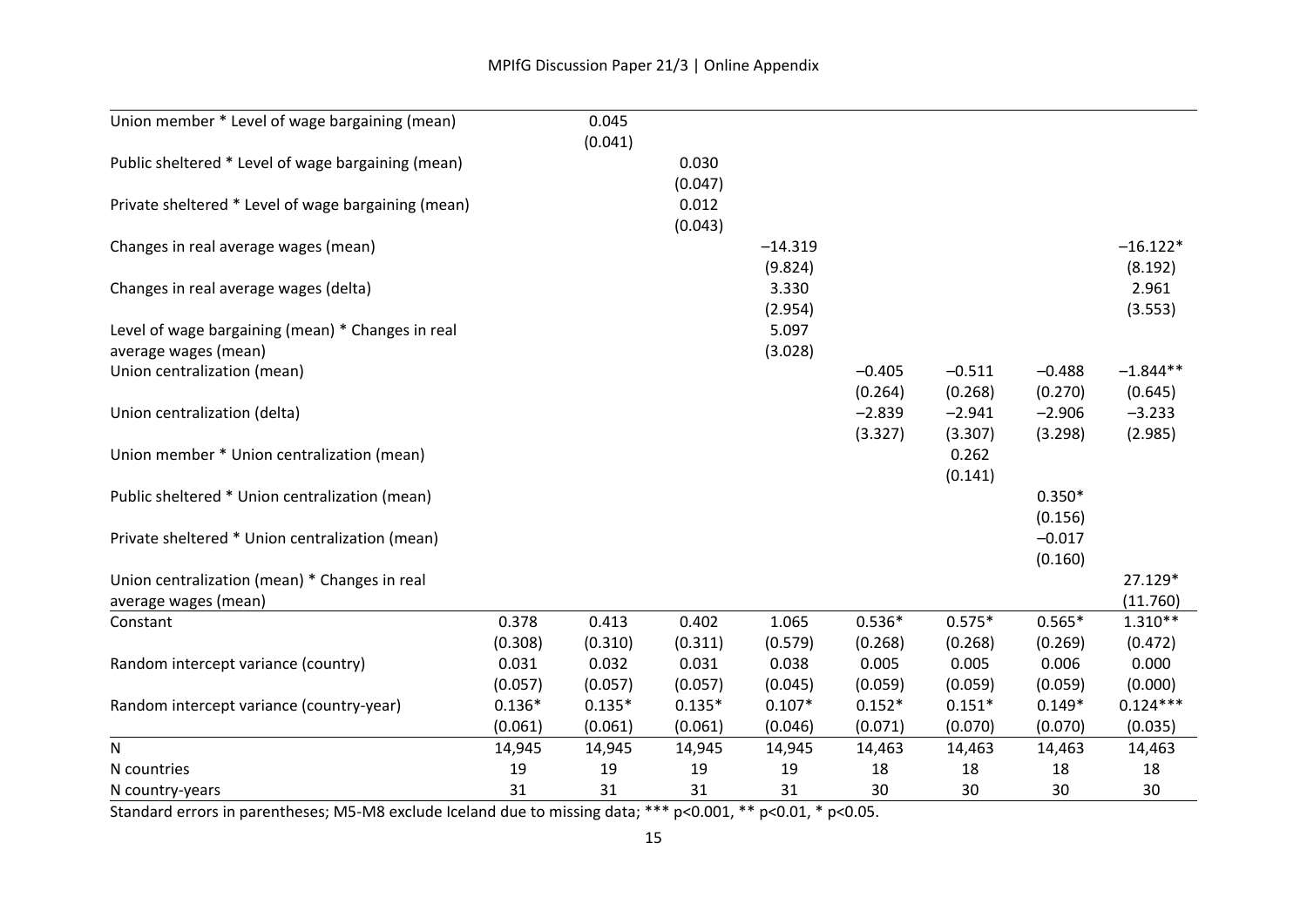| | | | | | | | | |
|---|---|---|---|---|---|---|---|---|
| Union member * Level of wage bargaining (mean) | | 0.045 | | | | | | |
| | | (0.041) | | | | | | |
| Public sheltered * Level of wage bargaining (mean) | | | 0.030 | | | | | |
| | | | (0.047) | | | | | |
| Private sheltered * Level of wage bargaining (mean) | | | 0.012 | | | | | |
| | | | (0.043) | | | | | |
| Changes in real average wages (mean) | | | | −14.319 | | | | −16.122* |
| | | | | (9.824) | | | | (8.192) |
| Changes in real average wages (delta) | | | | 3.330 | | | | 2.961 |
| | | | | (2.954) | | | | (3.553) |
| Level of wage bargaining (mean) * Changes in real average wages (mean) | | | | 5.097 | | | | |
| | | | | (3.028) | | | | |
| Union centralization (mean) | | | | | −0.405 | −0.511 | −0.488 | −1.844** |
| | | | | | (0.264) | (0.268) | (0.270) | (0.645) |
| Union centralization (delta) | | | | | −2.839 | −2.941 | −2.906 | −3.233 |
| | | | | | (3.327) | (3.307) | (3.298) | (2.985) |
| Union member * Union centralization (mean) | | | | | | 0.262 | | |
| | | | | | | (0.141) | | |
| Public sheltered * Union centralization (mean) | | | | | | | 0.350* | |
| | | | | | | | (0.156) | |
| Private sheltered * Union centralization (mean) | | | | | | | −0.017 | |
| | | | | | | | (0.160) | |
| Union centralization (mean) * Changes in real average wages (mean) | | | | | | | | 27.129* |
| | | | | | | | | (11.760) |
| Constant | 0.378 | 0.413 | 0.402 | 1.065 | 0.536* | 0.575* | 0.565* | 1.310** |
| | (0.308) | (0.310) | (0.311) | (0.579) | (0.268) | (0.268) | (0.269) | (0.472) |
| Random intercept variance (country) | 0.031 | 0.032 | 0.031 | 0.038 | 0.005 | 0.005 | 0.006 | 0.000 |
| | (0.057) | (0.057) | (0.057) | (0.045) | (0.059) | (0.059) | (0.059) | (0.000) |
| Random intercept variance (country-year) | 0.136* | 0.135* | 0.135* | 0.107* | 0.152* | 0.151* | 0.149* | 0.124*** |
| | (0.061) | (0.061) | (0.061) | (0.046) | (0.071) | (0.070) | (0.070) | (0.035) |
| N | 14,945 | 14,945 | 14,945 | 14,945 | 14,463 | 14,463 | 14,463 | 14,463 |
| N countries | 19 | 19 | 19 | 19 | 18 | 18 | 18 | 18 |
| N country-years | 31 | 31 | 31 | 31 | 30 | 30 | 30 | 30 |

Standard errors in parentheses; M5-M8 exclude Iceland due to missing data; *** p<0.001, ** p<0.01, * p<0.05.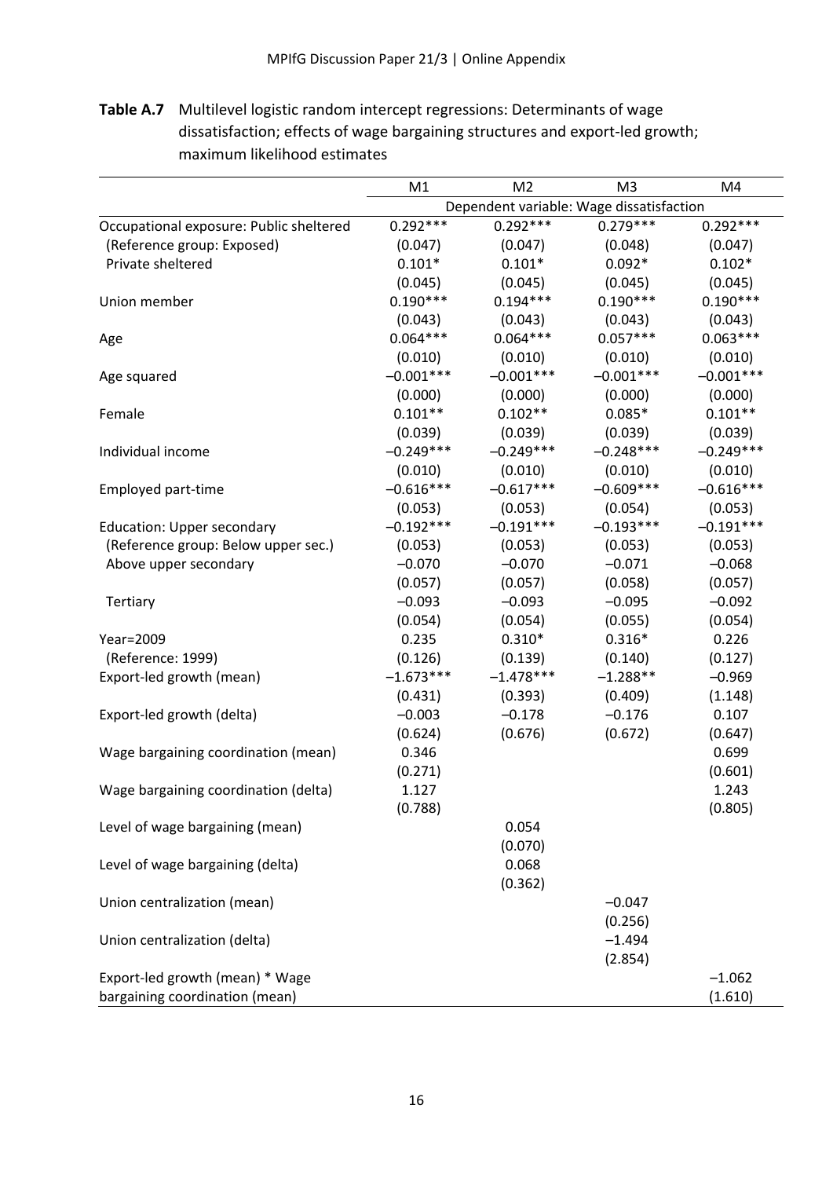**Table A.7** Multilevel logistic random intercept regressions: Determinants of wage dissatisfaction; effects of wage bargaining structures and export-led growth; maximum likelihood estimates

| | M1 | M2 | M3 | M4 |
|---|---|---|---|---|
| | Dependent variable: Wage dissatisfaction | | | |
| Occupational exposure: Public sheltered | 0.292*** | 0.292*** | 0.279*** | 0.292*** |
| (Reference group: Exposed) | (0.047) | (0.047) | (0.048) | (0.047) |
| Private sheltered | 0.101* | 0.101* | 0.092* | 0.102* |
| | (0.045) | (0.045) | (0.045) | (0.045) |
| Union member | 0.190*** | 0.194*** | 0.190*** | 0.190*** |
| | (0.043) | (0.043) | (0.043) | (0.043) |
| Age | 0.064*** | 0.064*** | 0.057*** | 0.063*** |
| | (0.010) | (0.010) | (0.010) | (0.010) |
| Age squared | −0.001*** | −0.001*** | −0.001*** | −0.001*** |
| | (0.000) | (0.000) | (0.000) | (0.000) |
| Female | 0.101** | 0.102** | 0.085* | 0.101** |
| | (0.039) | (0.039) | (0.039) | (0.039) |
| Individual income | −0.249*** | −0.249*** | −0.248*** | −0.249*** |
| | (0.010) | (0.010) | (0.010) | (0.010) |
| Employed part-time | −0.616*** | −0.617*** | −0.609*** | −0.616*** |
| | (0.053) | (0.053) | (0.054) | (0.053) |
| Education: Upper secondary | −0.192*** | −0.191*** | −0.193*** | −0.191*** |
| (Reference group: Below upper sec.) | (0.053) | (0.053) | (0.053) | (0.053) |
| Above upper secondary | −0.070 | −0.070 | −0.071 | −0.068 |
| | (0.057) | (0.057) | (0.058) | (0.057) |
| Tertiary | −0.093 | −0.093 | −0.095 | −0.092 |
| | (0.054) | (0.054) | (0.055) | (0.054) |
| Year=2009 | 0.235 | 0.310* | 0.316* | 0.226 |
| (Reference: 1999) | (0.126) | (0.139) | (0.140) | (0.127) |
| Export-led growth (mean) | −1.673*** | −1.478*** | −1.288** | −0.969 |
| | (0.431) | (0.393) | (0.409) | (1.148) |
| Export-led growth (delta) | −0.003 | −0.178 | −0.176 | 0.107 |
| | (0.624) | (0.676) | (0.672) | (0.647) |
| Wage bargaining coordination (mean) | 0.346 | | | 0.699 |
| | (0.271) | | | (0.601) |
| Wage bargaining coordination (delta) | 1.127 | | | 1.243 |
| | (0.788) | | | (0.805) |
| Level of wage bargaining (mean) | | 0.054 | | |
| | | (0.070) | | |
| Level of wage bargaining (delta) | | 0.068 | | |
| | | (0.362) | | |
| Union centralization (mean) | | | −0.047 | |
| | | | (0.256) | |
| Union centralization (delta) | | | −1.494 | |
| | | | (2.854) | |
| Export-led growth (mean) * Wage bargaining coordination (mean) | | | | −1.062 |
| | | | | (1.610) |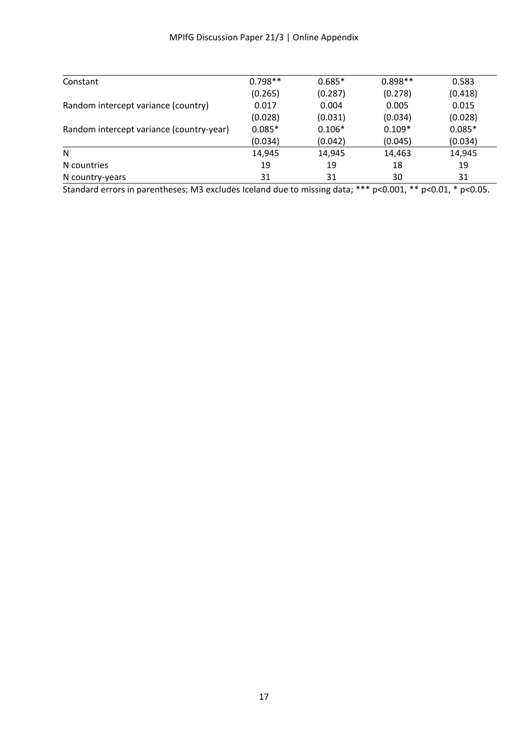| | | | | |
|---|---|---|---|---|
| Constant | 0.798** | 0.685* | 0.898** | 0.583 |
| | (0.265) | (0.287) | (0.278) | (0.418) |
| Random intercept variance (country) | 0.017 | 0.004 | 0.005 | 0.015 |
| | (0.028) | (0.031) | (0.034) | (0.028) |
| Random intercept variance (country-year) | 0.085* | 0.106* | 0.109* | 0.085* |
| | (0.034) | (0.042) | (0.045) | (0.034) |
| N | 14,945 | 14,945 | 14,463 | 14,945 |
| N countries | 19 | 19 | 18 | 19 |
| N country-years | 31 | 31 | 30 | 31 |

Standard errors in parentheses; M3 excludes Iceland due to missing data; *** p<0.001, ** p<0.01, * p<0.05.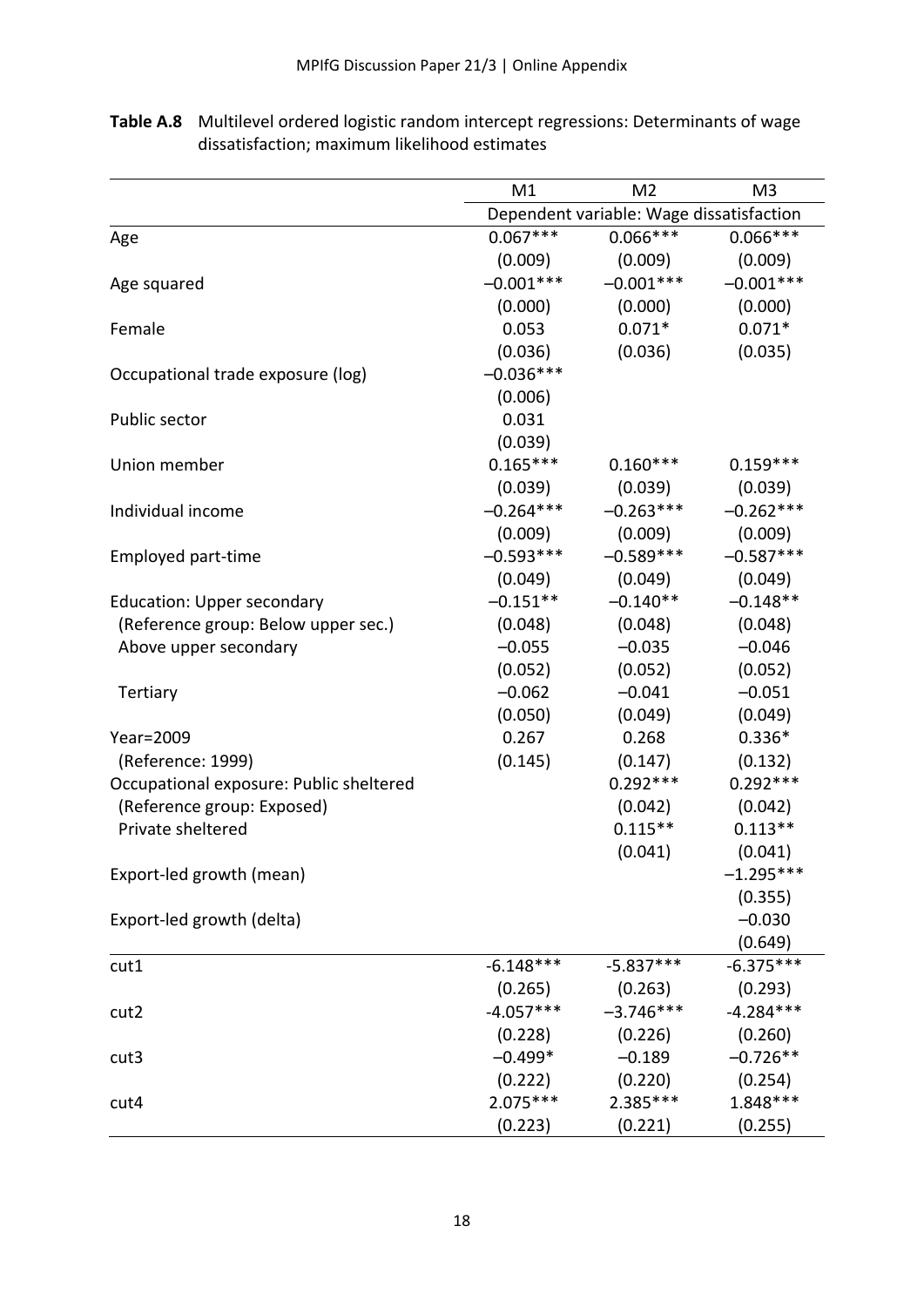**Table A.8** Multilevel ordered logistic random intercept regressions: Determinants of wage dissatisfaction; maximum likelihood estimates

| | M1 | M2 | M3 |
|---|---|---|---|
| | Dependent variable: Wage dissatisfaction | | |
| Age | 0.067*** | 0.066*** | 0.066*** |
| | (0.009) | (0.009) | (0.009) |
| Age squared | –0.001*** | –0.001*** | –0.001*** |
| | (0.000) | (0.000) | (0.000) |
| Female | 0.053 | 0.071* | 0.071* |
| | (0.036) | (0.036) | (0.035) |
| Occupational trade exposure (log) | –0.036*** | | |
| | (0.006) | | |
| Public sector | 0.031 | | |
| | (0.039) | | |
| Union member | 0.165*** | 0.160*** | 0.159*** |
| | (0.039) | (0.039) | (0.039) |
| Individual income | –0.264*** | –0.263*** | –0.262*** |
| | (0.009) | (0.009) | (0.009) |
| Employed part-time | –0.593*** | –0.589*** | –0.587*** |
| | (0.049) | (0.049) | (0.049) |
| Education: Upper secondary | –0.151** | –0.140** | –0.148** |
| (Reference group: Below upper sec.) | (0.048) | (0.048) | (0.048) |
| Above upper secondary | –0.055 | –0.035 | –0.046 |
| | (0.052) | (0.052) | (0.052) |
| Tertiary | –0.062 | –0.041 | –0.051 |
| | (0.050) | (0.049) | (0.049) |
| Year=2009 | 0.267 | 0.268 | 0.336* |
| (Reference: 1999) | (0.145) | (0.147) | (0.132) |
| Occupational exposure: Public sheltered | | 0.292*** | 0.292*** |
| (Reference group: Exposed) | | (0.042) | (0.042) |
| Private sheltered | | 0.115** | 0.113** |
| | | (0.041) | (0.041) |
| Export-led growth (mean) | | | –1.295*** |
| | | | (0.355) |
| Export-led growth (delta) | | | –0.030 |
| | | | (0.649) |
| cut1 | -6.148*** | -5.837*** | -6.375*** |
| | (0.265) | (0.263) | (0.293) |
| cut2 | -4.057*** | –3.746*** | -4.284*** |
| | (0.228) | (0.226) | (0.260) |
| cut3 | –0.499* | –0.189 | –0.726** |
| | (0.222) | (0.220) | (0.254) |
| cut4 | 2.075*** | 2.385*** | 1.848*** |
| | (0.223) | (0.221) | (0.255) |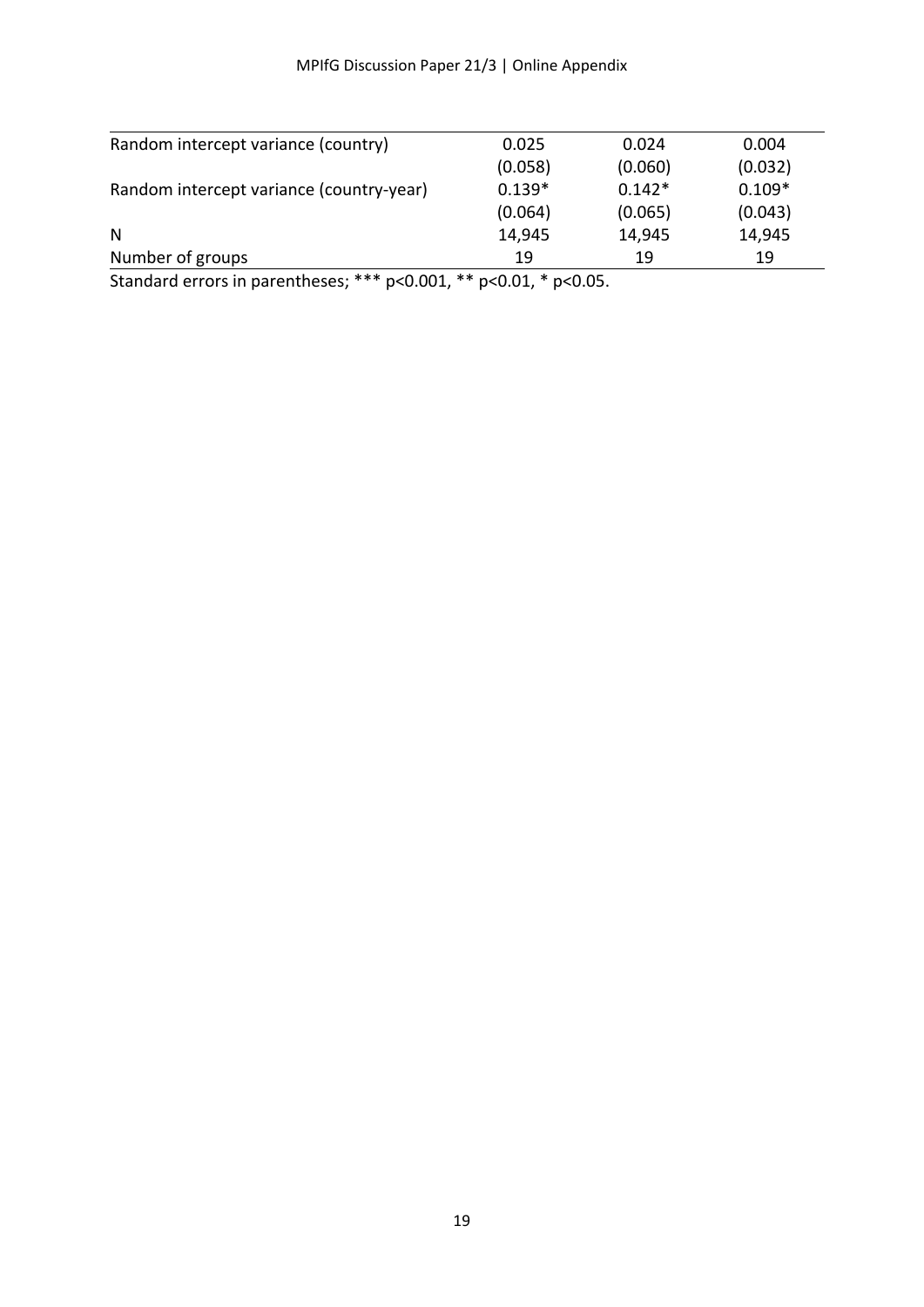| | | | |
|---|---|---|---|
| Random intercept variance (country) | 0.025 | 0.024 | 0.004 |
| | (0.058) | (0.060) | (0.032) |
| Random intercept variance (country-year) | 0.139* | 0.142* | 0.109* |
| | (0.064) | (0.065) | (0.043) |
| N | 14,945 | 14,945 | 14,945 |
| Number of groups | 19 | 19 | 19 |

Standard errors in parentheses; *** p<0.001, ** p<0.01, * p<0.05.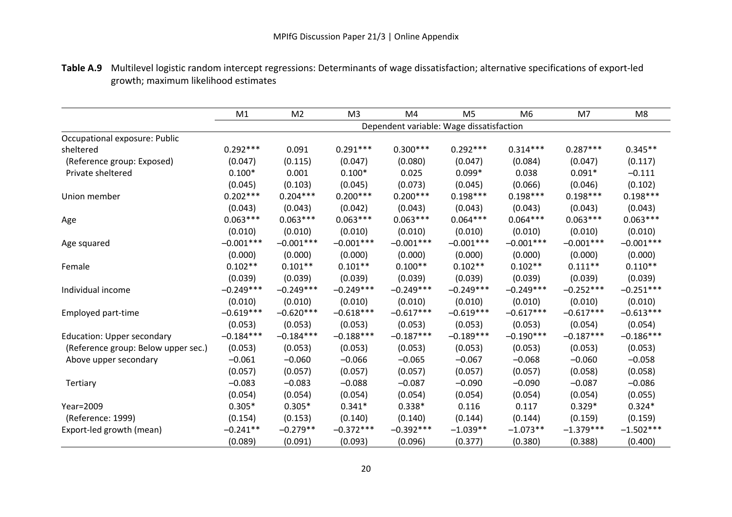**Table A.9** Multilevel logistic random intercept regressions: Determinants of wage dissatisfaction; alternative specifications of export-led growth; maximum likelihood estimates

| | M1 | M2 | M3 | M4 | M5 | M6 | M7 | M8 |
|---|---|---|---|---|---|---|---|---|
| | Dependent variable: Wage dissatisfaction | | | | | | | |
| Occupational exposure: Public | | | | | | | | |
| sheltered | 0.292*** | 0.091 | 0.291*** | 0.300*** | 0.292*** | 0.314*** | 0.287*** | 0.345** |
| (Reference group: Exposed) | (0.047) | (0.115) | (0.047) | (0.080) | (0.047) | (0.084) | (0.047) | (0.117) |
| Private sheltered | 0.100* | 0.001 | 0.100* | 0.025 | 0.099* | 0.038 | 0.091* | –0.111 |
| | (0.045) | (0.103) | (0.045) | (0.073) | (0.045) | (0.066) | (0.046) | (0.102) |
| Union member | 0.202*** | 0.204*** | 0.200*** | 0.200*** | 0.198*** | 0.198*** | 0.198*** | 0.198*** |
| | (0.043) | (0.043) | (0.042) | (0.043) | (0.043) | (0.043) | (0.043) | (0.043) |
| Age | 0.063*** | 0.063*** | 0.063*** | 0.063*** | 0.064*** | 0.064*** | 0.063*** | 0.063*** |
| | (0.010) | (0.010) | (0.010) | (0.010) | (0.010) | (0.010) | (0.010) | (0.010) |
| Age squared | –0.001*** | –0.001*** | –0.001*** | –0.001*** | –0.001*** | –0.001*** | –0.001*** | –0.001*** |
| | (0.000) | (0.000) | (0.000) | (0.000) | (0.000) | (0.000) | (0.000) | (0.000) |
| Female | 0.102** | 0.101** | 0.101** | 0.100** | 0.102** | 0.102** | 0.111** | 0.110** |
| | (0.039) | (0.039) | (0.039) | (0.039) | (0.039) | (0.039) | (0.039) | (0.039) |
| Individual income | –0.249*** | –0.249*** | –0.249*** | –0.249*** | –0.249*** | –0.249*** | –0.252*** | –0.251*** |
| | (0.010) | (0.010) | (0.010) | (0.010) | (0.010) | (0.010) | (0.010) | (0.010) |
| Employed part-time | –0.619*** | –0.620*** | –0.618*** | –0.617*** | –0.619*** | –0.617*** | –0.617*** | –0.613*** |
| | (0.053) | (0.053) | (0.053) | (0.053) | (0.053) | (0.053) | (0.054) | (0.054) |
| Education: Upper secondary | –0.184*** | –0.184*** | –0.188*** | –0.187*** | –0.189*** | –0.190*** | –0.187*** | –0.186*** |
| (Reference group: Below upper sec.) | (0.053) | (0.053) | (0.053) | (0.053) | (0.053) | (0.053) | (0.053) | (0.053) |
| Above upper secondary | –0.061 | –0.060 | –0.066 | –0.065 | –0.067 | –0.068 | –0.060 | –0.058 |
| | (0.057) | (0.057) | (0.057) | (0.057) | (0.057) | (0.057) | (0.058) | (0.058) |
| Tertiary | –0.083 | –0.083 | –0.088 | –0.087 | –0.090 | –0.090 | –0.087 | –0.086 |
| | (0.054) | (0.054) | (0.054) | (0.054) | (0.054) | (0.054) | (0.054) | (0.055) |
| Year=2009 | 0.305* | 0.305* | 0.341* | 0.338* | 0.116 | 0.117 | 0.329* | 0.324* |
| (Reference: 1999) | (0.154) | (0.153) | (0.140) | (0.140) | (0.144) | (0.144) | (0.159) | (0.159) |
| Export-led growth (mean) | –0.241** | –0.279** | –0.372*** | –0.392*** | –1.039** | –1.073** | –1.379*** | –1.502*** |
| | (0.089) | (0.091) | (0.093) | (0.096) | (0.377) | (0.380) | (0.388) | (0.400) |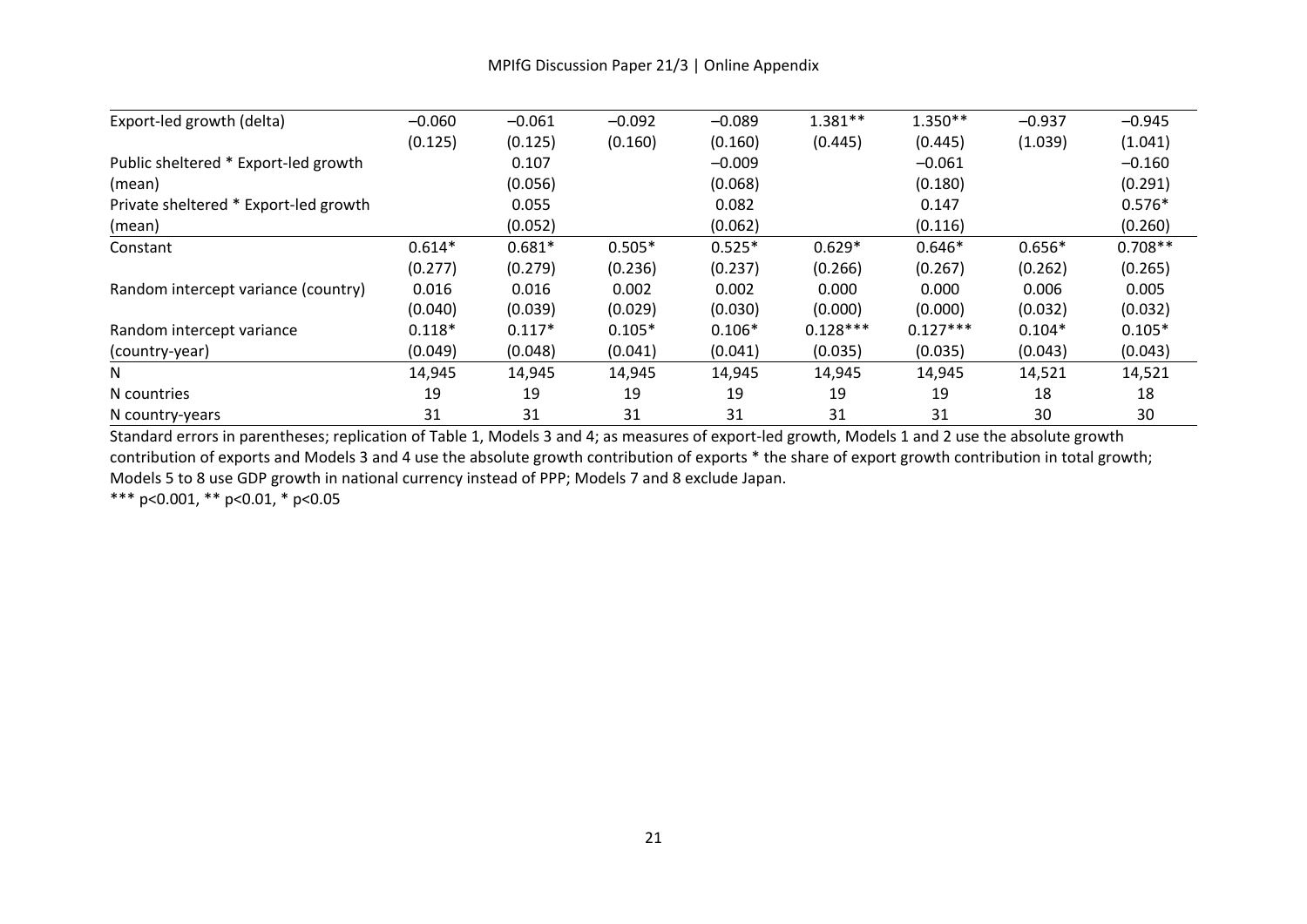| | | | | | | | | |
|---|---|---|---|---|---|---|---|---|
| Export-led growth (delta) | –0.060 | –0.061 | –0.092 | –0.089 | 1.381** | 1.350** | –0.937 | –0.945 |
| | (0.125) | (0.125) | (0.160) | (0.160) | (0.445) | (0.445) | (1.039) | (1.041) |
| Public sheltered * Export-led growth | | 0.107 | | –0.009 | | –0.061 | | –0.160 |
| (mean) | | (0.056) | | (0.068) | | (0.180) | | (0.291) |
| Private sheltered * Export-led growth | | 0.055 | | 0.082 | | 0.147 | | 0.576* |
| (mean) | | (0.052) | | (0.062) | | (0.116) | | (0.260) |
| Constant | 0.614* | 0.681* | 0.505* | 0.525* | 0.629* | 0.646* | 0.656* | 0.708** |
| | (0.277) | (0.279) | (0.236) | (0.237) | (0.266) | (0.267) | (0.262) | (0.265) |
| Random intercept variance (country) | 0.016 | 0.016 | 0.002 | 0.002 | 0.000 | 0.000 | 0.006 | 0.005 |
| | (0.040) | (0.039) | (0.029) | (0.030) | (0.000) | (0.000) | (0.032) | (0.032) |
| Random intercept variance | 0.118* | 0.117* | 0.105* | 0.106* | 0.128*** | 0.127*** | 0.104* | 0.105* |
| (country-year) | (0.049) | (0.048) | (0.041) | (0.041) | (0.035) | (0.035) | (0.043) | (0.043) |
| N | 14,945 | 14,945 | 14,945 | 14,945 | 14,945 | 14,945 | 14,521 | 14,521 |
| N countries | 19 | 19 | 19 | 19 | 19 | 19 | 18 | 18 |
| N country-years | 31 | 31 | 31 | 31 | 31 | 31 | 30 | 30 |

Standard errors in parentheses; replication of Table 1, Models 3 and 4; as measures of export-led growth, Models 1 and 2 use the absolute growth contribution of exports and Models 3 and 4 use the absolute growth contribution of exports * the share of export growth contribution in total growth; Models 5 to 8 use GDP growth in national currency instead of PPP; Models 7 and 8 exclude Japan.

*** p<0.001, ** p<0.01, * p<0.05